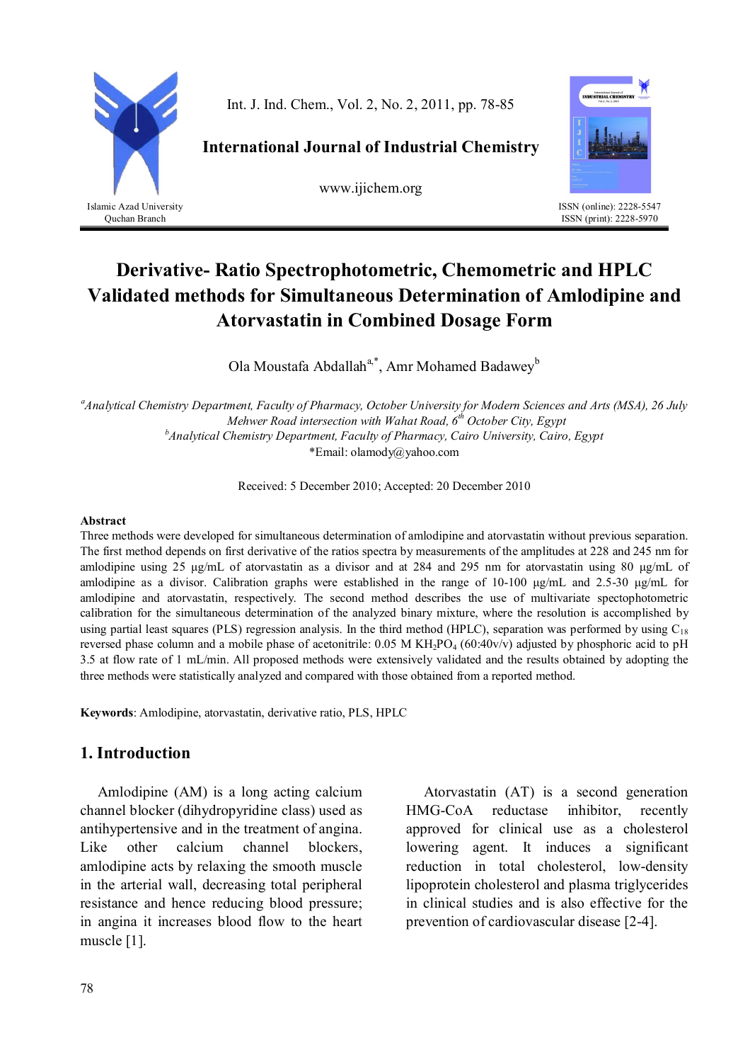# Derivative- Ratio Spectrophotometric, Chemometric and HPLC Validated methods for Simultaneous Determination of Amlodipine and Atorvastatin in Combined Dosage Form

Ola Moustafa Abdallah[a,*], Amr Mohamed Badawey[b]

[a]*Analytical Chemistry Department, Faculty of Pharmacy, October University for Modern Sciences and Arts (MSA), 26 July Mehwer Road intersection with Wahat Road, 6th October City, Egypt*

[b]*Analytical Chemistry Department, Faculty of Pharmacy, Cairo University, Cairo, Egypt*

*Email: olamody@yahoo.com

Received: 5 December 2010; Accepted: 20 December 2010

**Abstract**

Three methods were developed for simultaneous determination of amlodipine and atorvastatin without previous separation. The first method depends on first derivative of the ratios spectra by measurements of the amplitudes at 228 and 245 nm for amlodipine using 25 μg/mL of atorvastatin as a divisor and at 284 and 295 nm for atorvastatin using 80 μg/mL of amlodipine as a divisor. Calibration graphs were established in the range of 10-100 μg/mL and 2.5-30 μg/mL for amlodipine and atorvastatin, respectively. The second method describes the use of multivariate spectophotometric calibration for the simultaneous determination of the analyzed binary mixture, where the resolution is accomplished by using partial least squares (PLS) regression analysis. In the third method (HPLC), separation was performed by using $C_{18}$ reversed phase column and a mobile phase of acetonitrile: 0.05 M $KH_2PO_4$ (60:40v/v) adjusted by phosphoric acid to pH 3.5 at flow rate of 1 mL/min. All proposed methods were extensively validated and the results obtained by adopting the three methods were statistically analyzed and compared with those obtained from a reported method.

**Keywords**: Amlodipine, atorvastatin, derivative ratio, PLS, HPLC

## 1. Introduction

Amlodipine (AM) is a long acting calcium channel blocker (dihydropyridine class) used as antihypertensive and in the treatment of angina. Like other calcium channel blockers, amlodipine acts by relaxing the smooth muscle in the arterial wall, decreasing total peripheral resistance and hence reducing blood pressure; in angina it increases blood flow to the heart muscle [1].

Atorvastatin (AT) is a second generation HMG-CoA reductase inhibitor, recently approved for clinical use as a cholesterol lowering agent. It induces a significant reduction in total cholesterol, low-density lipoprotein cholesterol and plasma triglycerides in clinical studies and is also effective for the prevention of cardiovascular disease [2-4].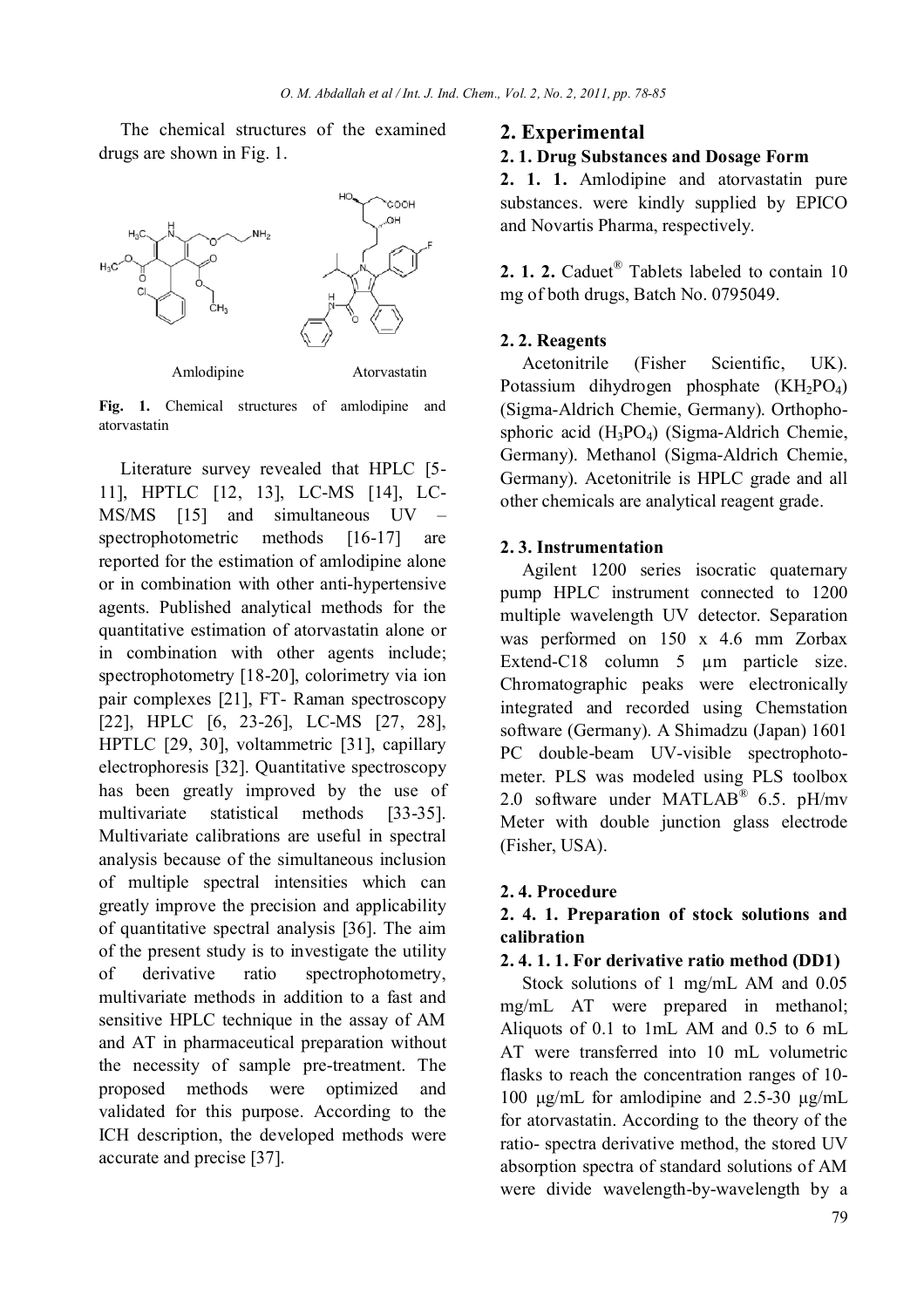The chemical structures of the examined drugs are shown in Fig. 1.

Amlodipine Atorvastatin

**Fig. 1.** Chemical structures of amlodipine and atorvastatin

Literature survey revealed that HPLC [5-11], HPTLC [12, 13], LC-MS [14], LC-MS/MS [15] and simultaneous UV – spectrophotometric methods [16-17] are reported for the estimation of amlodipine alone or in combination with other anti-hypertensive agents. Published analytical methods for the quantitative estimation of atorvastatin alone or in combination with other agents include; spectrophotometry [18-20], colorimetry via ion pair complexes [21], FT- Raman spectroscopy [22], HPLC [6, 23-26], LC-MS [27, 28], HPTLC [29, 30], voltammetric [31], capillary electrophoresis [32]. Quantitative spectroscopy has been greatly improved by the use of multivariate statistical methods [33-35]. Multivariate calibrations are useful in spectral analysis because of the simultaneous inclusion of multiple spectral intensities which can greatly improve the precision and applicability of quantitative spectral analysis [36]. The aim of the present study is to investigate the utility of derivative ratio spectrophotometry, multivariate methods in addition to a fast and sensitive HPLC technique in the assay of AM and AT in pharmaceutical preparation without the necessity of sample pre-treatment. The proposed methods were optimized and validated for this purpose. According to the ICH description, the developed methods were accurate and precise [37].

## 2. Experimental

### 2. 1. Drug Substances and Dosage Form

**2. 1. 1.** Amlodipine and atorvastatin pure substances. were kindly supplied by EPICO and Novartis Pharma, respectively.

**2. 1. 2.** Caduet® Tablets labeled to contain 10 mg of both drugs, Batch No. 0795049.

### 2. 2. Reagents

Acetonitrile (Fisher Scientific, UK). Potassium dihydrogen phosphate ($KH_2PO_4$) (Sigma-Aldrich Chemie, Germany). Orthophosphoric acid ($H_3PO_4$) (Sigma-Aldrich Chemie, Germany). Methanol (Sigma-Aldrich Chemie, Germany). Acetonitrile is HPLC grade and all other chemicals are analytical reagent grade.

### 2. 3. Instrumentation

Agilent 1200 series isocratic quaternary pump HPLC instrument connected to 1200 multiple wavelength UV detector. Separation was performed on 150 x 4.6 mm Zorbax Extend-C18 column 5 µm particle size. Chromatographic peaks were electronically integrated and recorded using Chemstation software (Germany). A Shimadzu (Japan) 1601 PC double-beam UV-visible spectrophotometer. PLS was modeled using PLS toolbox 2.0 software under MATLAB® 6.5. pH/mv Meter with double junction glass electrode (Fisher, USA).

### 2. 4. Procedure

#### 2. 4. 1. Preparation of stock solutions and calibration

##### 2. 4. 1. 1. For derivative ratio method (DD1)

Stock solutions of 1 mg/mL AM and 0.05 mg/mL AT were prepared in methanol; Aliquots of 0.1 to 1mL AM and 0.5 to 6 mL AT were transferred into 10 mL volumetric flasks to reach the concentration ranges of 10-100 µg/mL for amlodipine and 2.5-30 µg/mL for atorvastatin. According to the theory of the ratio- spectra derivative method, the stored UV absorption spectra of standard solutions of AM were divide wavelength-by-wavelength by a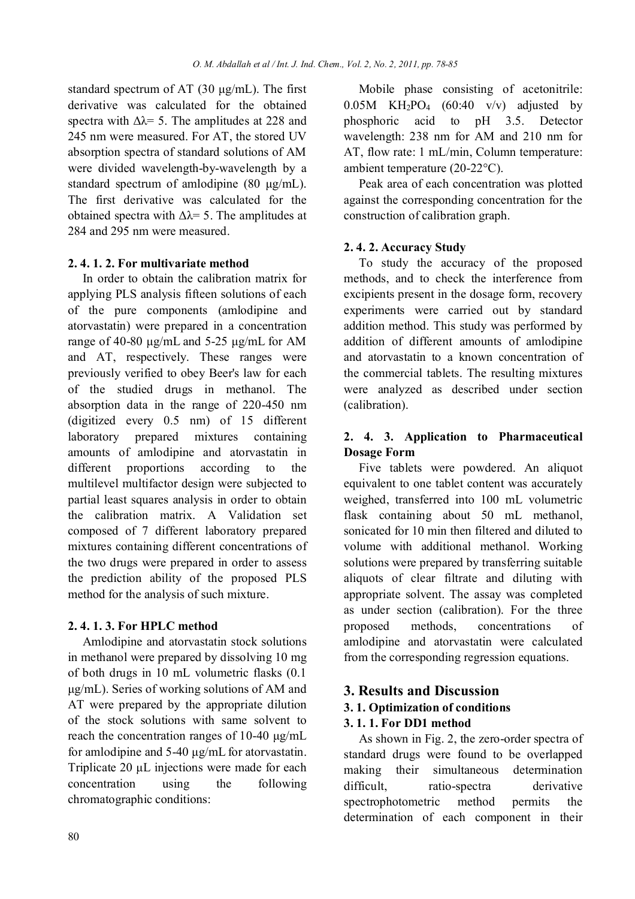standard spectrum of AT (30 µg/mL). The first derivative was calculated for the obtained spectra with $\Delta\lambda = 5$. The amplitudes at 228 and 245 nm were measured. For AT, the stored UV absorption spectra of standard solutions of AM were divided wavelength-by-wavelength by a standard spectrum of amlodipine (80 µg/mL). The first derivative was calculated for the obtained spectra with $\Delta\lambda = 5$. The amplitudes at 284 and 295 nm were measured.

#### 2. 4. 1. 2. For multivariate method

In order to obtain the calibration matrix for applying PLS analysis fifteen solutions of each of the pure components (amlodipine and atorvastatin) were prepared in a concentration range of 40-80 µg/mL and 5-25 µg/mL for AM and AT, respectively. These ranges were previously verified to obey Beer's law for each of the studied drugs in methanol. The absorption data in the range of 220-450 nm (digitized every 0.5 nm) of 15 different laboratory prepared mixtures containing amounts of amlodipine and atorvastatin in different proportions according to the multilevel multifactor design were subjected to partial least squares analysis in order to obtain the calibration matrix. A Validation set composed of 7 different laboratory prepared mixtures containing different concentrations of the two drugs were prepared in order to assess the prediction ability of the proposed PLS method for the analysis of such mixture.

#### 2. 4. 1. 3. For HPLC method

Amlodipine and atorvastatin stock solutions in methanol were prepared by dissolving 10 mg of both drugs in 10 mL volumetric flasks (0.1 µg/mL). Series of working solutions of AM and AT were prepared by the appropriate dilution of the stock solutions with same solvent to reach the concentration ranges of 10-40 µg/mL for amlodipine and 5-40 µg/mL for atorvastatin. Triplicate 20 µL injections were made for each concentration using the following chromatographic conditions:

Mobile phase consisting of acetonitrile: 0.05M $KH_2PO_4$ (60:40 v/v) adjusted by phosphoric acid to pH 3.5. Detector wavelength: 238 nm for AM and 210 nm for AT, flow rate: 1 mL/min, Column temperature: ambient temperature (20-22°C).

Peak area of each concentration was plotted against the corresponding concentration for the construction of calibration graph.

### 2. 4. 2. Accuracy Study

To study the accuracy of the proposed methods, and to check the interference from excipients present in the dosage form, recovery experiments were carried out by standard addition method. This study was performed by addition of different amounts of amlodipine and atorvastatin to a known concentration of the commercial tablets. The resulting mixtures were analyzed as described under section (calibration).

### 2. 4. 3. Application to Pharmaceutical Dosage Form

Five tablets were powdered. An aliquot equivalent to one tablet content was accurately weighed, transferred into 100 mL volumetric flask containing about 50 mL methanol, sonicated for 10 min then filtered and diluted to volume with additional methanol. Working solutions were prepared by transferring suitable aliquots of clear filtrate and diluting with appropriate solvent. The assay was completed as under section (calibration). For the three proposed methods, concentrations of amlodipine and atorvastatin were calculated from the corresponding regression equations.

## 3. Results and Discussion

### 3. 1. Optimization of conditions

#### 3. 1. 1. For DD1 method

As shown in Fig. 2, the zero-order spectra of standard drugs were found to be overlapped making their simultaneous determination difficult, ratio-spectra derivative spectrophotometric method permits the determination of each component in their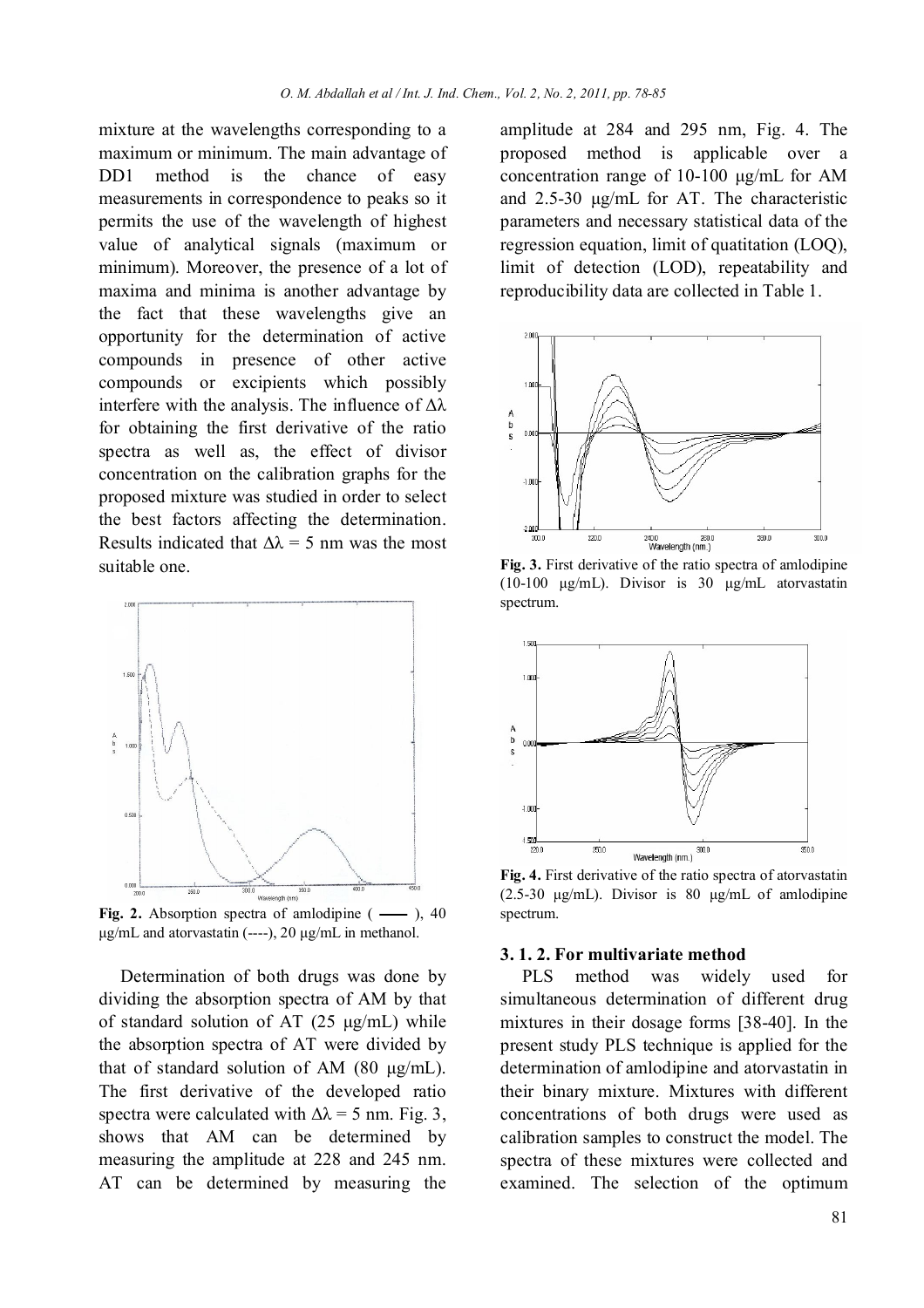mixture at the wavelengths corresponding to a maximum or minimum. The main advantage of DD1 method is the chance of easy measurements in correspondence to peaks so it permits the use of the wavelength of highest value of analytical signals (maximum or minimum). Moreover, the presence of a lot of maxima and minima is another advantage by the fact that these wavelengths give an opportunity for the determination of active compounds in presence of other active compounds or excipients which possibly interfere with the analysis. The influence of $\Delta\lambda$ for obtaining the first derivative of the ratio spectra as well as, the effect of divisor concentration on the calibration graphs for the proposed mixture was studied in order to select the best factors affecting the determination. Results indicated that $\Delta\lambda$ = 5 nm was the most suitable one.

**Fig. 2.** Absorption spectra of amlodipine (——), 40 μg/mL and atorvastatin (----), 20 μg/mL in methanol.

Determination of both drugs was done by dividing the absorption spectra of AM by that of standard solution of AT (25 μg/mL) while the absorption spectra of AT were divided by that of standard solution of AM (80 μg/mL). The first derivative of the developed ratio spectra were calculated with $\Delta\lambda$ = 5 nm. Fig. 3, shows that AM can be determined by measuring the amplitude at 228 and 245 nm. AT can be determined by measuring the amplitude at 284 and 295 nm, Fig. 4. The proposed method is applicable over a concentration range of 10-100 μg/mL for AM and 2.5-30 μg/mL for AT. The characteristic parameters and necessary statistical data of the regression equation, limit of quatitation (LOQ), limit of detection (LOD), repeatability and reproducibility data are collected in Table 1.

**Fig. 3.** First derivative of the ratio spectra of amlodipine (10-100 μg/mL). Divisor is 30 μg/mL atorvastatin spectrum.

**Fig. 4.** First derivative of the ratio spectra of atorvastatin (2.5-30 μg/mL). Divisor is 80 μg/mL of amlodipine spectrum.

### 3. 1. 2. For multivariate method

PLS method was widely used for simultaneous determination of different drug mixtures in their dosage forms [38-40]. In the present study PLS technique is applied for the determination of amlodipine and atorvastatin in their binary mixture. Mixtures with different concentrations of both drugs were used as calibration samples to construct the model. The spectra of these mixtures were collected and examined. The selection of the optimum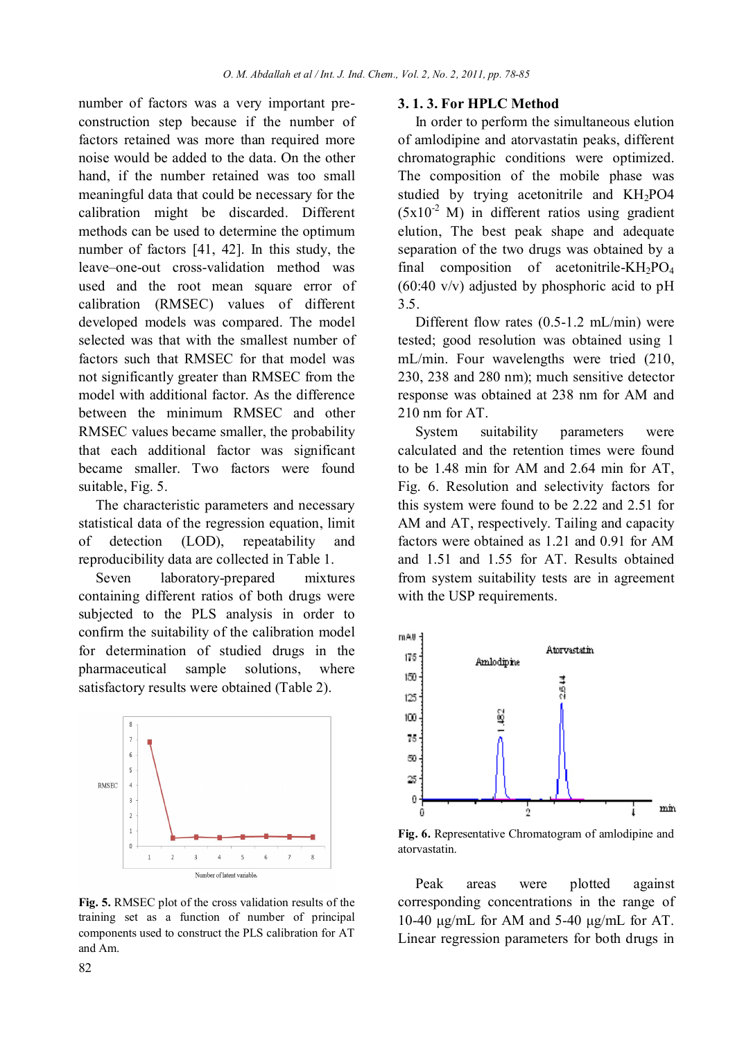number of factors was a very important pre-construction step because if the number of factors retained was more than required more noise would be added to the data. On the other hand, if the number retained was too small meaningful data that could be necessary for the calibration might be discarded. Different methods can be used to determine the optimum number of factors [41, 42]. In this study, the leave–one-out cross-validation method was used and the root mean square error of calibration (RMSEC) values of different developed models was compared. The model selected was that with the smallest number of factors such that RMSEC for that model was not significantly greater than RMSEC from the model with additional factor. As the difference between the minimum RMSEC and other RMSEC values became smaller, the probability that each additional factor was significant became smaller. Two factors were found suitable, Fig. 5.

The characteristic parameters and necessary statistical data of the regression equation, limit of detection (LOD), repeatability and reproducibility data are collected in Table 1.

Seven laboratory-prepared mixtures containing different ratios of both drugs were subjected to the PLS analysis in order to confirm the suitability of the calibration model for determination of studied drugs in the pharmaceutical sample solutions, where satisfactory results were obtained (Table 2).

**Fig. 5.** RMSEC plot of the cross validation results of the training set as a function of number of principal components used to construct the PLS calibration for AT and Am.

### 3. 1. 3. For HPLC Method

In order to perform the simultaneous elution of amlodipine and atorvastatin peaks, different chromatographic conditions were optimized. The composition of the mobile phase was studied by trying acetonitrile and $KH_2PO4$ ($5x10^{-2}$ M) in different ratios using gradient elution, The best peak shape and adequate separation of the two drugs was obtained by a final composition of acetonitrile-$KH_2PO_4$ (60:40 v/v) adjusted by phosphoric acid to pH 3.5.

Different flow rates (0.5-1.2 mL/min) were tested; good resolution was obtained using 1 mL/min. Four wavelengths were tried (210, 230, 238 and 280 nm); much sensitive detector response was obtained at 238 nm for AM and 210 nm for AT.

System suitability parameters were calculated and the retention times were found to be 1.48 min for AM and 2.64 min for AT, Fig. 6. Resolution and selectivity factors for this system were found to be 2.22 and 2.51 for AM and AT, respectively. Tailing and capacity factors were obtained as 1.21 and 0.91 for AM and 1.51 and 1.55 for AT. Results obtained from system suitability tests are in agreement with the USP requirements.

**Fig. 6.** Representative Chromatogram of amlodipine and atorvastatin.

Peak areas were plotted against corresponding concentrations in the range of 10-40 µg/mL for AM and 5-40 µg/mL for AT. Linear regression parameters for both drugs in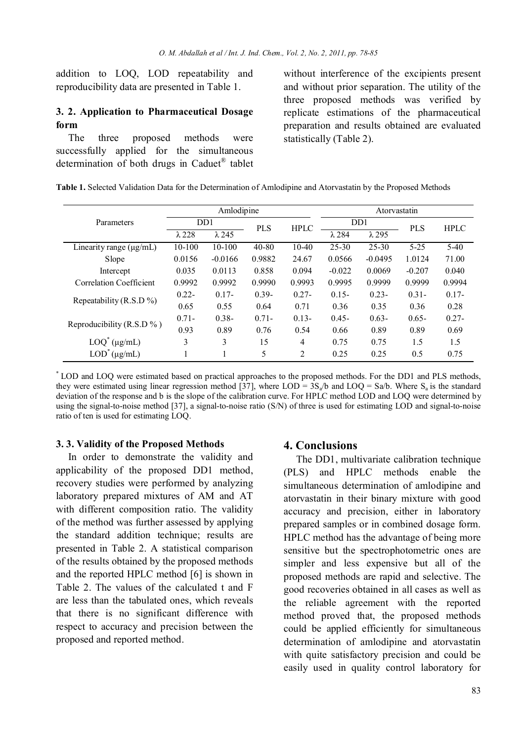addition to LOQ, LOD repeatability and reproducibility data are presented in Table 1.

### 3. 2. Application to Pharmaceutical Dosage form

The three proposed methods were successfully applied for the simultaneous determination of both drugs in Caduet® tablet without interference of the excipients present and without prior separation. The utility of the three proposed methods was verified by replicate estimations of the pharmaceutical preparation and results obtained are evaluated statistically (Table 2).

**Table 1.** Selected Validation Data for the Determination of Amlodipine and Atorvastatin by the Proposed Methods

| Parameters | Amlodipine | | | | Atorvastatin | | | |
|---|---|---|---|---|---|---|---|---|
| | DD1 | | PLS | HPLC | DD1 | | PLS | HPLC |
| | λ 228 | λ 245 | | | λ 284 | λ 295 | | |
| Linearity range (μg/mL) | 10-100 | 10-100 | 40-80 | 10-40 | 25-30 | 25-30 | 5-25 | 5-40 |
| Slope | 0.0156 | -0.0166 | 0.9882 | 24.67 | 0.0566 | -0.0495 | 1.0124 | 71.00 |
| Intercept | 0.035 | 0.0113 | 0.858 | 0.094 | -0.022 | 0.0069 | -0.207 | 0.040 |
| Correlation Coefficient | 0.9992 | 0.9992 | 0.9990 | 0.9993 | 0.9995 | 0.9999 | 0.9999 | 0.9994 |
| Repeatability (R.S.D %) | 0.22-0.65 | 0.17-0.55 | 0.39-0.64 | 0.27-0.71 | 0.15-0.36 | 0.23-0.35 | 0.31-0.36 | 0.17-0.28 |
| Reproducibility (R.S.D % ) | 0.71-0.93 | 0.38-0.89 | 0.71-0.76 | 0.13-0.54 | 0.45-0.66 | 0.63-0.89 | 0.65-0.89 | 0.27-0.69 |
| LOQ* (μg/mL) | 3 | 3 | 15 | 4 | 0.75 | 0.75 | 1.5 | 1.5 |
| LOD* (μg/mL) | 1 | 1 | 5 | 2 | 0.25 | 0.25 | 0.5 | 0.75 |

\* LOD and LOQ were estimated based on practical approaches to the proposed methods. For the DD1 and PLS methods, they were estimated using linear regression method [37], where LOD = $3S_a/b$ and LOQ = $S_a/b$. Where $S_a$ is the standard deviation of the response and b is the slope of the calibration curve. For HPLC method LOD and LOQ were determined by using the signal-to-noise method [37], a signal-to-noise ratio (S/N) of three is used for estimating LOD and signal-to-noise ratio of ten is used for estimating LOQ.

### 3. 3. Validity of the Proposed Methods

In order to demonstrate the validity and applicability of the proposed DD1 method, recovery studies were performed by analyzing laboratory prepared mixtures of AM and AT with different composition ratio. The validity of the method was further assessed by applying the standard addition technique; results are presented in Table 2. A statistical comparison of the results obtained by the proposed methods and the reported HPLC method [6] is shown in Table 2. The values of the calculated t and F are less than the tabulated ones, which reveals that there is no significant difference with respect to accuracy and precision between the proposed and reported method.

## 4. Conclusions

The DD1, multivariate calibration technique (PLS) and HPLC methods enable the simultaneous determination of amlodipine and atorvastatin in their binary mixture with good accuracy and precision, either in laboratory prepared samples or in combined dosage form. HPLC method has the advantage of being more sensitive but the spectrophotometric ones are simpler and less expensive but all of the proposed methods are rapid and selective. The good recoveries obtained in all cases as well as the reliable agreement with the reported method proved that, the proposed methods could be applied efficiently for simultaneous determination of amlodipine and atorvastatin with quite satisfactory precision and could be easily used in quality control laboratory for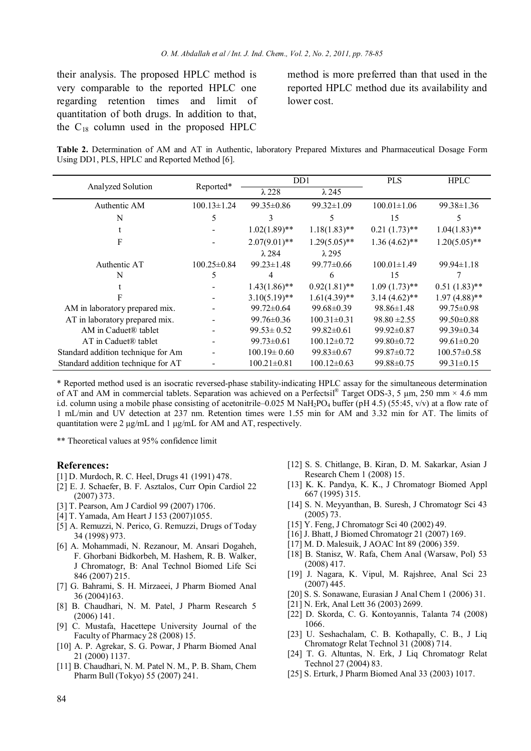their analysis. The proposed HPLC method is very comparable to the reported HPLC one regarding retention times and limit of quantitation of both drugs. In addition to that, the $C_{18}$ column used in the proposed HPLC method is more preferred than that used in the reported HPLC method due its availability and lower cost.

**Table 2.** Determination of AM and AT in Authentic, laboratory Prepared Mixtures and Pharmaceutical Dosage Form Using DD1, PLS, HPLC and Reported Method [6].

| Analyzed Solution | Reported* | DD1 | | PLS | HPLC |
|---|---|---|---|---|---|
| | | λ 228 | λ 245 | | |
| Authentic AM | 100.13±1.24 | 99.35±0.86 | 99.32±1.09 | 100.01±1.06 | 99.38±1.36 |
| N | 5 | 3 | 5 | 15 | 5 |
| t | - | 1.02(1.89)** | 1.18(1.83)** | 0.21 (1.73)** | 1.04(1.83)** |
| F | - | 2.07(9.01)** | 1.29(5.05)** | 1.36 (4.62)** | 1.20(5.05)** |
| | | λ 284 | λ 295 | | |
| Authentic AT | 100.25±0.84 | 99.23±1.48 | 99.77±0.66 | 100.01±1.49 | 99.94±1.18 |
| N | 5 | 4 | 6 | 15 | 7 |
| t | - | 1.43(1.86)** | 0.92(1.81)** | 1.09 (1.73)** | 0.51 (1.83)** |
| F | - | 3.10(5.19)** | 1.61(4.39)** | 3.14 (4.62)** | 1.97 (4.88)** |
| AM in laboratory prepared mix. | - | 99.72±0.64 | 99.68±0.39 | 98.86±1.48 | 99.75±0.98 |
| AT in laboratory prepared mix. | - | 99.76±0.36 | 100.31±0.31 | 98.80 ±2.55 | 99.50±0.88 |
| AM in Caduet® tablet | - | 99.53± 0.52 | 99.82±0.61 | 99.92±0.87 | 99.39±0.34 |
| AT in Caduet® tablet | - | 99.73±0.61 | 100.12±0.72 | 99.80±0.72 | 99.61±0.20 |
| Standard addition technique for Am | - | 100.19± 0.60 | 99.83±0.67 | 99.87±0.72 | 100.57±0.58 |
| Standard addition technique for AT | - | 100.21±0.81 | 100.12±0.63 | 99.88±0.75 | 99.31±0.15 |

\* Reported method used is an isocratic reversed-phase stability-indicating HPLC assay for the simultaneous determination of AT and AM in commercial tablets. Separation was achieved on a Perfectsil® Target ODS-3, 5 μm, 250 mm × 4.6 mm i.d. column using a mobile phase consisting of acetonitrile–0.025 M $NaH_2PO_4$ buffer (pH 4.5) (55:45, v/v) at a flow rate of 1 mL/min and UV detection at 237 nm. Retention times were 1.55 min for AM and 3.32 min for AT. The limits of quantitation were 2 μg/mL and 1 μg/mL for AM and AT, respectively.

\*\* Theoretical values at 95% confidence limit

## References:

[1] D. Murdoch, R. C. Heel, Drugs 41 (1991) 478.
[2] E. J. Schaefer, B. F. Asztalos, Curr Opin Cardiol 22 (2007) 373.
[3] T. Pearson, Am J Cardiol 99 (2007) 1706.
[4] T. Yamada, Am Heart J 153 (2007)1055.
[5] A. Remuzzi, N. Perico, G. Remuzzi, Drugs of Today 34 (1998) 973.
[6] A. Mohammadi, N. Rezanour, M. Ansari Dogaheh, F. Ghorbani Bidkorbeh, M. Hashem, R. B. Walker, J Chromatogr, B: Anal Technol Biomed Life Sci 846 (2007) 215.
[7] G. Bahrami, S. H. Mirzaeei, J Pharm Biomed Anal 36 (2004)163.
[8] B. Chaudhari, N. M. Patel, J Pharm Research 5 (2006) 141.
[9] C. Mustafa, Hacettepe University Journal of the Faculty of Pharmacy 28 (2008) 15.
[10] A. P. Agrekar, S. G. Powar, J Pharm Biomed Anal 21 (2000) 1137.
[11] B. Chaudhari, N. M. Patel N. M., P. B. Sham, Chem Pharm Bull (Tokyo) 55 (2007) 241.
[12] S. S. Chitlange, B. Kiran, D. M. Sakarkar, Asian J Research Chem 1 (2008) 15.
[13] K. K. Pandya, K. K., J Chromatogr Biomed Appl 667 (1995) 315.
[14] S. N. Meyyanthan, B. Suresh, J Chromatogr Sci 43 (2005) 73.
[15] Y. Feng, J Chromatogr Sci 40 (2002) 49.
[16] J. Bhatt, J Biomed Chromatogr 21 (2007) 169.
[17] M. D. Malesuik, J AOAC Int 89 (2006) 359.
[18] B. Stanisz, W. Rafa, Chem Anal (Warsaw, Pol) 53 (2008) 417.
[19] J. Nagara, K. Vipul, M. Rajshree, Anal Sci 23 (2007) 445.
[20] S. S. Sonawane, Eurasian J Anal Chem 1 (2006) 31.
[21] N. Erk, Anal Lett 36 (2003) 2699.
[22] D. Skorda, C. G. Kontoyannis, Talanta 74 (2008) 1066.
[23] U. Seshachalam, C. B. Kothapally, C. B., J Liq Chromatogr Relat Technol 31 (2008) 714.
[24] T. G. Altuntas, N. Erk, J Liq Chromatogr Relat Technol 27 (2004) 83.
[25] S. Erturk, J Pharm Biomed Anal 33 (2003) 1017.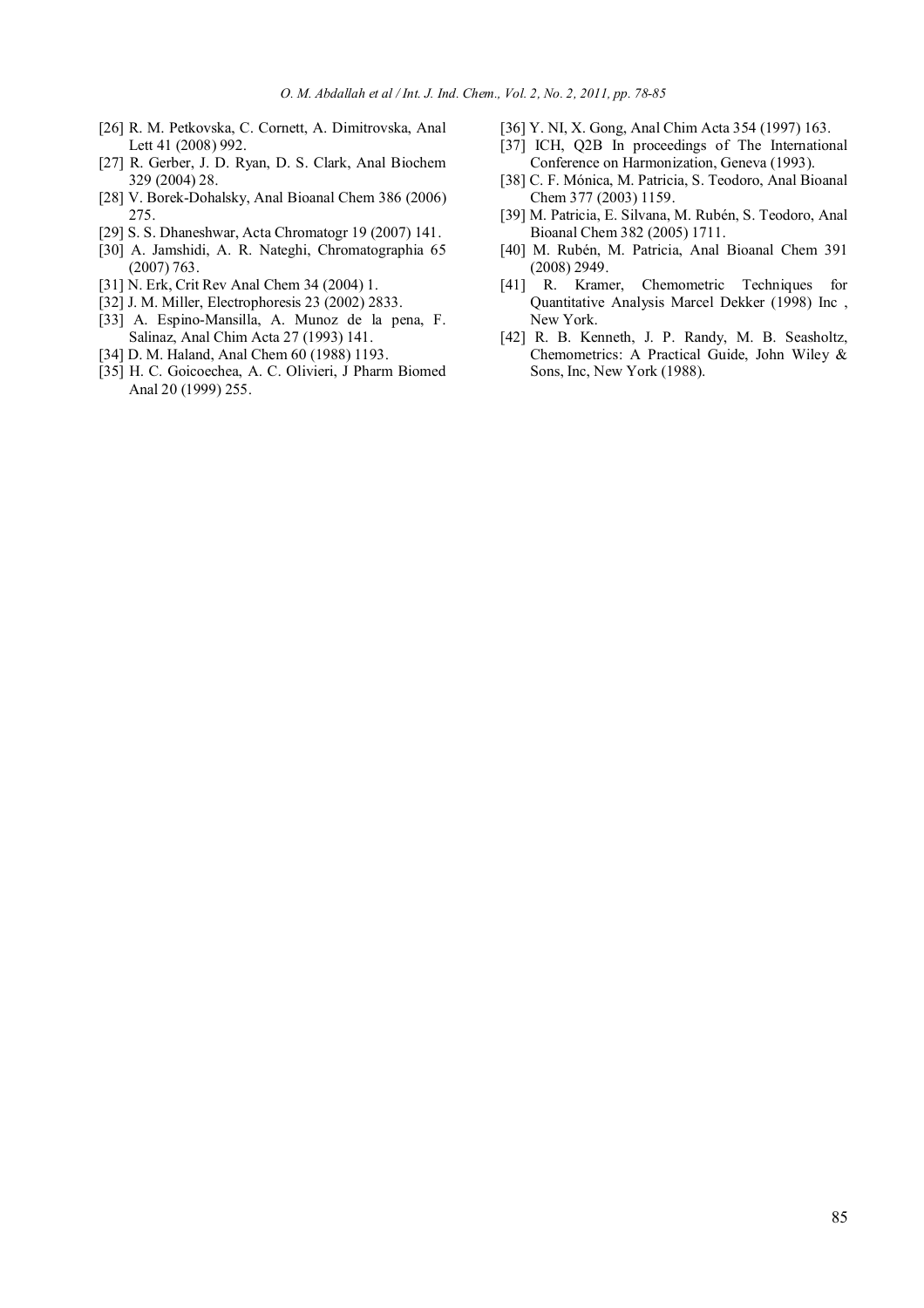[26] R. M. Petkovska, C. Cornett, A. Dimitrovska, Anal Lett 41 (2008) 992.

[27] R. Gerber, J. D. Ryan, D. S. Clark, Anal Biochem 329 (2004) 28.

[28] V. Borek-Dohalsky, Anal Bioanal Chem 386 (2006) 275.

[29] S. S. Dhaneshwar, Acta Chromatogr 19 (2007) 141.

[30] A. Jamshidi, A. R. Nateghi, Chromatographia 65 (2007) 763.

[31] N. Erk, Crit Rev Anal Chem 34 (2004) 1.

[32] J. M. Miller, Electrophoresis 23 (2002) 2833.

[33] A. Espino-Mansilla, A. Munoz de la pena, F. Salinaz, Anal Chim Acta 27 (1993) 141.

[34] D. M. Haland, Anal Chem 60 (1988) 1193.

[35] H. C. Goicoechea, A. C. Olivieri, J Pharm Biomed Anal 20 (1999) 255.

[36] Y. NI, X. Gong, Anal Chim Acta 354 (1997) 163.

[37] ICH, Q2B In proceedings of The International Conference on Harmonization, Geneva (1993).

[38] C. F. Mónica, M. Patricia, S. Teodoro, Anal Bioanal Chem 377 (2003) 1159.

[39] M. Patricia, E. Silvana, M. Rubén, S. Teodoro, Anal Bioanal Chem 382 (2005) 1711.

[40] M. Rubén, M. Patricia, Anal Bioanal Chem 391 (2008) 2949.

[41] R. Kramer, Chemometric Techniques for Quantitative Analysis Marcel Dekker (1998) Inc , New York.

[42] R. B. Kenneth, J. P. Randy, M. B. Seasholtz, Chemometrics: A Practical Guide, John Wiley & Sons, Inc, New York (1988).